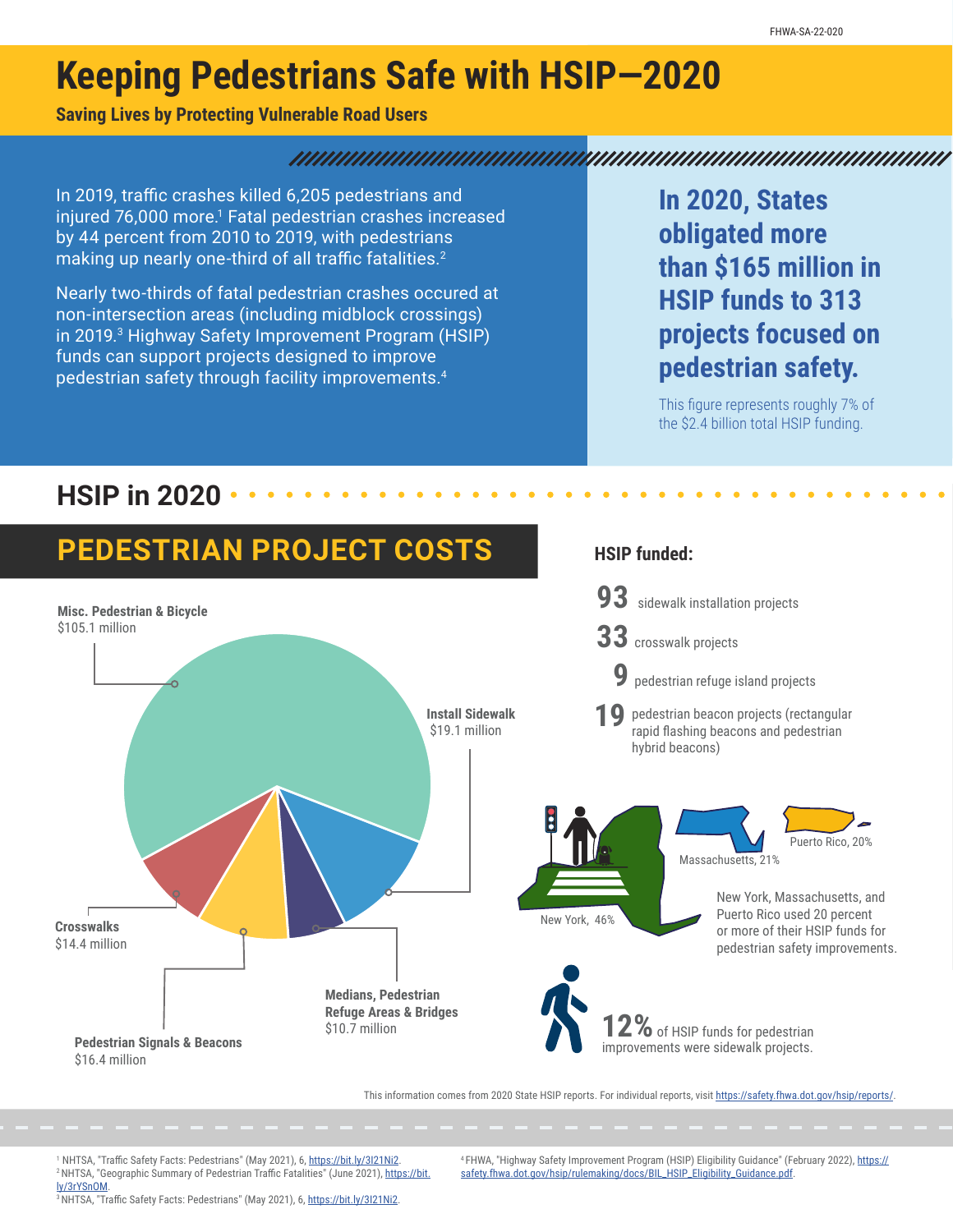FHWA-SA-22-020

# Keeping Pedestrians Safe with HSIP—2020

**Saving Lives by Protecting Vulnerable Road Users**

In 2019, traffic crashes killed 6,205 pedestrians and injured 76,000 more.[1] Fatal pedestrian crashes increased by 44 percent from 2010 to 2019, with pedestrians making up nearly one-third of all traffic fatalities.[2]

Nearly two-thirds of fatal pedestrian crashes occured at non-intersection areas (including midblock crossings) in 2019.[3] Highway Safety Improvement Program (HSIP) funds can support projects designed to improve pedestrian safety through facility improvements.[4]

**In 2020, States obligated more than $165 million in HSIP funds to 313 projects focused on pedestrian safety.**

This figure represents roughly 7% of the $2.4 billion total HSIP funding.

## HSIP in 2020

### PEDESTRIAN PROJECT COSTS

- **Misc. Pedestrian & Bicycle** $105.1 million
- **Install Sidewalk** $19.1 million
- **Pedestrian Signals & Beacons** $16.4 million
- **Crosswalks** $14.4 million
- **Medians, Pedestrian Refuge Areas & Bridges** $10.7 million

### HSIP funded:

- **93** sidewalk installation projects
- **33** crosswalk projects
- **9** pedestrian refuge island projects
- **19** pedestrian beacon projects (rectangular rapid flashing beacons and pedestrian hybrid beacons)

New York, 46%
Massachusetts, 21%
Puerto Rico, 20%

New York, Massachusetts, and Puerto Rico used 20 percent or more of their HSIP funds for pedestrian safety improvements.

**12%** of HSIP funds for pedestrian improvements were sidewalk projects.

This information comes from 2020 State HSIP reports. For individual reports, visit https://safety.fhwa.dot.gov/hsip/reports/.

[1] NHTSA, "Traffic Safety Facts: Pedestrians" (May 2021), 6, https://bit.ly/3I21Ni2.
[2] NHTSA, "Geographic Summary of Pedestrian Traffic Fatalities" (June 2021), https://bit.ly/3rYSnOM.
[3] NHTSA, "Traffic Safety Facts: Pedestrians" (May 2021), 6, https://bit.ly/3I21Ni2.
[4] FHWA, "Highway Safety Improvement Program (HSIP) Eligibility Guidance" (February 2022), https://safety.fhwa.dot.gov/hsip/rulemaking/docs/BIL_HSIP_Eligibility_Guidance.pdf.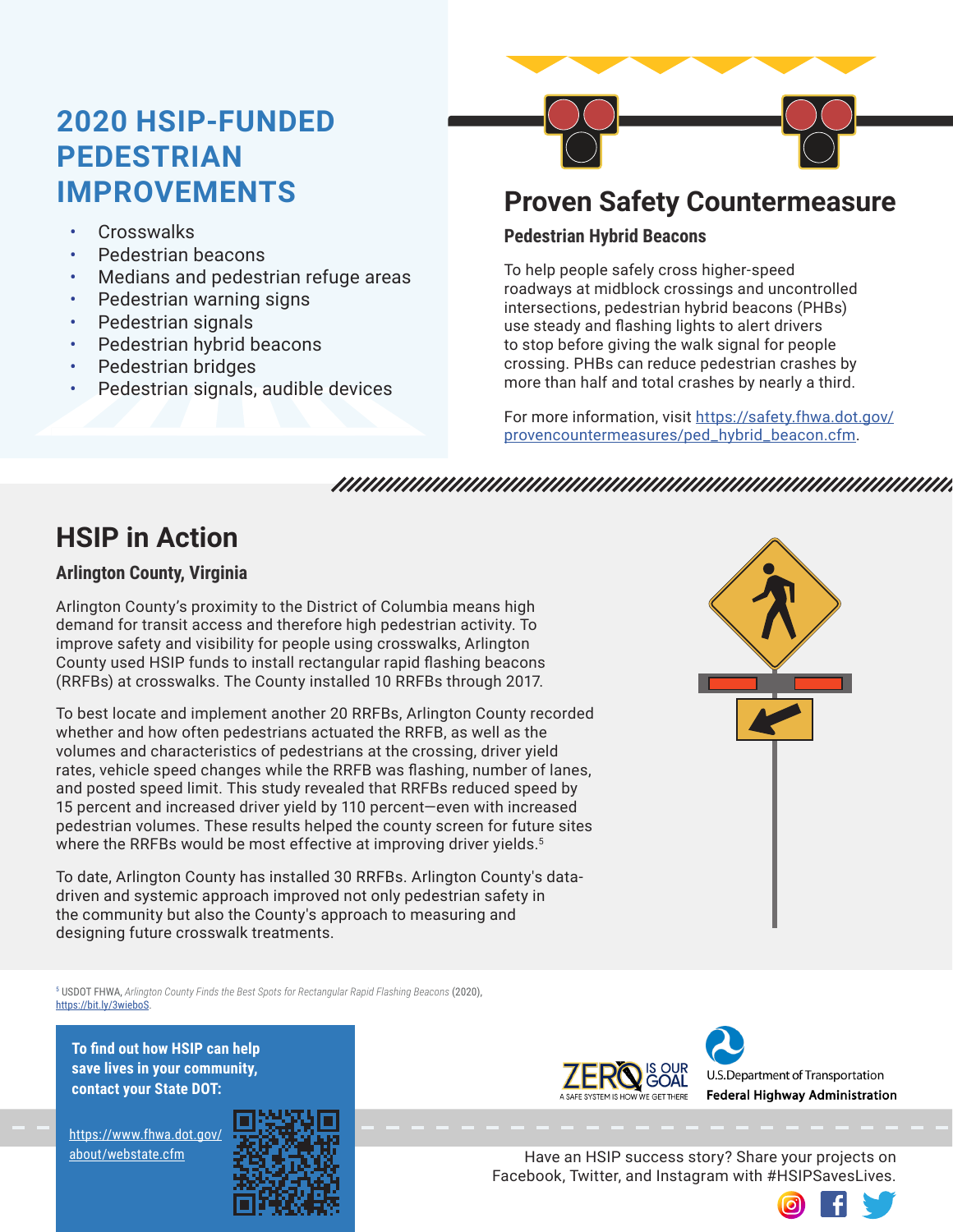## 2020 HSIP-FUNDED PEDESTRIAN IMPROVEMENTS

- Crosswalks
- Pedestrian beacons
- Medians and pedestrian refuge areas
- Pedestrian warning signs
- Pedestrian signals
- Pedestrian hybrid beacons
- Pedestrian bridges
- Pedestrian signals, audible devices

## Proven Safety Countermeasure

### Pedestrian Hybrid Beacons

To help people safely cross higher-speed roadways at midblock crossings and uncontrolled intersections, pedestrian hybrid beacons (PHBs) use steady and flashing lights to alert drivers to stop before giving the walk signal for people crossing. PHBs can reduce pedestrian crashes by more than half and total crashes by nearly a third.

For more information, visit https://safety.fhwa.dot.gov/provencountermeasures/ped_hybrid_beacon.cfm.

## HSIP in Action

### Arlington County, Virginia

Arlington County's proximity to the District of Columbia means high demand for transit access and therefore high pedestrian activity. To improve safety and visibility for people using crosswalks, Arlington County used HSIP funds to install rectangular rapid flashing beacons (RRFBs) at crosswalks. The County installed 10 RRFBs through 2017.

To best locate and implement another 20 RRFBs, Arlington County recorded whether and how often pedestrians actuated the RRFB, as well as the volumes and characteristics of pedestrians at the crossing, driver yield rates, vehicle speed changes while the RRFB was flashing, number of lanes, and posted speed limit. This study revealed that RRFBs reduced speed by 15 percent and increased driver yield by 110 percent—even with increased pedestrian volumes. These results helped the county screen for future sites where the RRFBs would be most effective at improving driver yields.[5]

To date, Arlington County has installed 30 RRFBs. Arlington County's data-driven and systemic approach improved not only pedestrian safety in the community but also the County's approach to measuring and designing future crosswalk treatments.

[5] USDOT FHWA, *Arlington County Finds the Best Spots for Rectangular Rapid Flashing Beacons* (2020), https://bit.ly/3wieboS.

**To find out how HSIP can help save lives in your community, contact your State DOT:**

https://www.fhwa.dot.gov/about/webstate.cfm

ZERO IS OUR GOAL
A SAFE SYSTEM IS HOW WE GET THERE

U.S. Department of Transportation
**Federal Highway Administration**

Have an HSIP success story? Share your projects on Facebook, Twitter, and Instagram with #HSIPSavesLives.